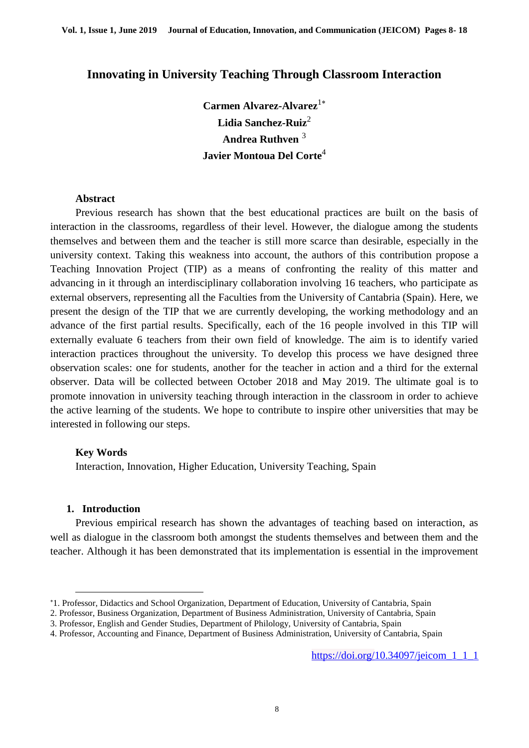# Innovating in University Teaching Through Classroom Interaction

**Carmen Alvarez-Alvarez**[1*]
**Lidia Sanchez-Ruiz**[2]
**Andrea Ruthven**[3]
**Javier Montoua Del Corte**[4]

### Abstract

Previous research has shown that the best educational practices are built on the basis of interaction in the classrooms, regardless of their level. However, the dialogue among the students themselves and between them and the teacher is still more scarce than desirable, especially in the university context. Taking this weakness into account, the authors of this contribution propose a Teaching Innovation Project (TIP) as a means of confronting the reality of this matter and advancing in it through an interdisciplinary collaboration involving 16 teachers, who participate as external observers, representing all the Faculties from the University of Cantabria (Spain). Here, we present the design of the TIP that we are currently developing, the working methodology and an advance of the first partial results. Specifically, each of the 16 people involved in this TIP will externally evaluate 6 teachers from their own field of knowledge. The aim is to identify varied interaction practices throughout the university. To develop this process we have designed three observation scales: one for students, another for the teacher in action and a third for the external observer. Data will be collected between October 2018 and May 2019. The ultimate goal is to promote innovation in university teaching through interaction in the classroom in order to achieve the active learning of the students. We hope to contribute to inspire other universities that may be interested in following our steps.

### Key Words

Interaction, Innovation, Higher Education, University Teaching, Spain

## 1. Introduction

Previous empirical research has shown the advantages of teaching based on interaction, as well as dialogue in the classroom both amongst the students themselves and between them and the teacher. Although it has been demonstrated that its implementation is essential in the improvement

---

[*]1. Professor, Didactics and School Organization, Department of Education, University of Cantabria, Spain
2. Professor, Business Organization, Department of Business Administration, University of Cantabria, Spain
3. Professor, English and Gender Studies, Department of Philology, University of Cantabria, Spain
4. Professor, Accounting and Finance, Department of Business Administration, University of Cantabria, Spain

https://doi.org/10.34097/jeicom_1_1_1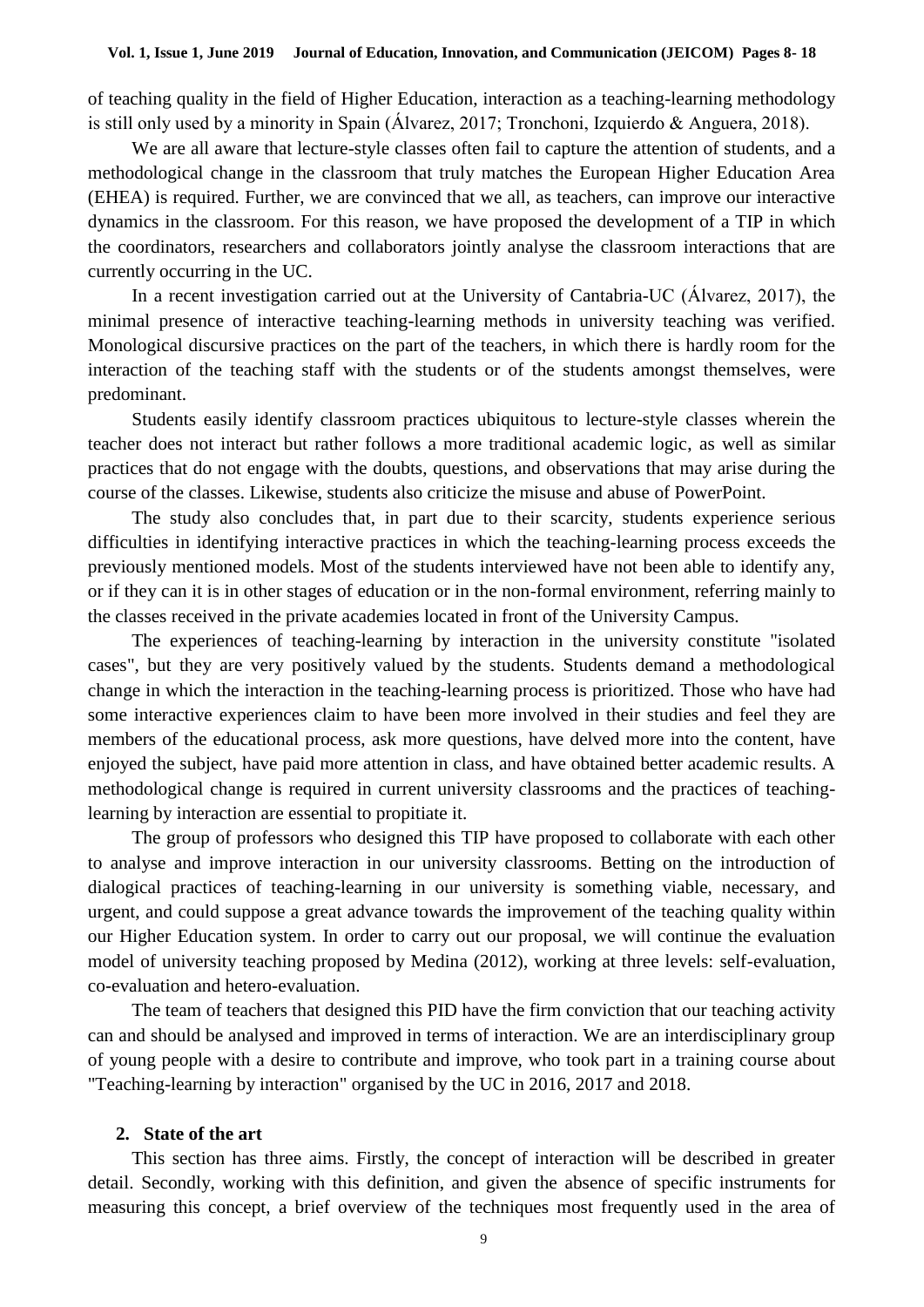of teaching quality in the field of Higher Education, interaction as a teaching-learning methodology is still only used by a minority in Spain (Álvarez, 2017; Tronchoni, Izquierdo & Anguera, 2018).

We are all aware that lecture-style classes often fail to capture the attention of students, and a methodological change in the classroom that truly matches the European Higher Education Area (EHEA) is required. Further, we are convinced that we all, as teachers, can improve our interactive dynamics in the classroom. For this reason, we have proposed the development of a TIP in which the coordinators, researchers and collaborators jointly analyse the classroom interactions that are currently occurring in the UC.

In a recent investigation carried out at the University of Cantabria-UC (Álvarez, 2017), the minimal presence of interactive teaching-learning methods in university teaching was verified. Monological discursive practices on the part of the teachers, in which there is hardly room for the interaction of the teaching staff with the students or of the students amongst themselves, were predominant.

Students easily identify classroom practices ubiquitous to lecture-style classes wherein the teacher does not interact but rather follows a more traditional academic logic, as well as similar practices that do not engage with the doubts, questions, and observations that may arise during the course of the classes. Likewise, students also criticize the misuse and abuse of PowerPoint.

The study also concludes that, in part due to their scarcity, students experience serious difficulties in identifying interactive practices in which the teaching-learning process exceeds the previously mentioned models. Most of the students interviewed have not been able to identify any, or if they can it is in other stages of education or in the non-formal environment, referring mainly to the classes received in the private academies located in front of the University Campus.

The experiences of teaching-learning by interaction in the university constitute "isolated cases", but they are very positively valued by the students. Students demand a methodological change in which the interaction in the teaching-learning process is prioritized. Those who have had some interactive experiences claim to have been more involved in their studies and feel they are members of the educational process, ask more questions, have delved more into the content, have enjoyed the subject, have paid more attention in class, and have obtained better academic results. A methodological change is required in current university classrooms and the practices of teaching-learning by interaction are essential to propitiate it.

The group of professors who designed this TIP have proposed to collaborate with each other to analyse and improve interaction in our university classrooms. Betting on the introduction of dialogical practices of teaching-learning in our university is something viable, necessary, and urgent, and could suppose a great advance towards the improvement of the teaching quality within our Higher Education system. In order to carry out our proposal, we will continue the evaluation model of university teaching proposed by Medina (2012), working at three levels: self-evaluation, co-evaluation and hetero-evaluation.

The team of teachers that designed this PID have the firm conviction that our teaching activity can and should be analysed and improved in terms of interaction. We are an interdisciplinary group of young people with a desire to contribute and improve, who took part in a training course about "Teaching-learning by interaction" organised by the UC in 2016, 2017 and 2018.

## 2. State of the art

This section has three aims. Firstly, the concept of interaction will be described in greater detail. Secondly, working with this definition, and given the absence of specific instruments for measuring this concept, a brief overview of the techniques most frequently used in the area of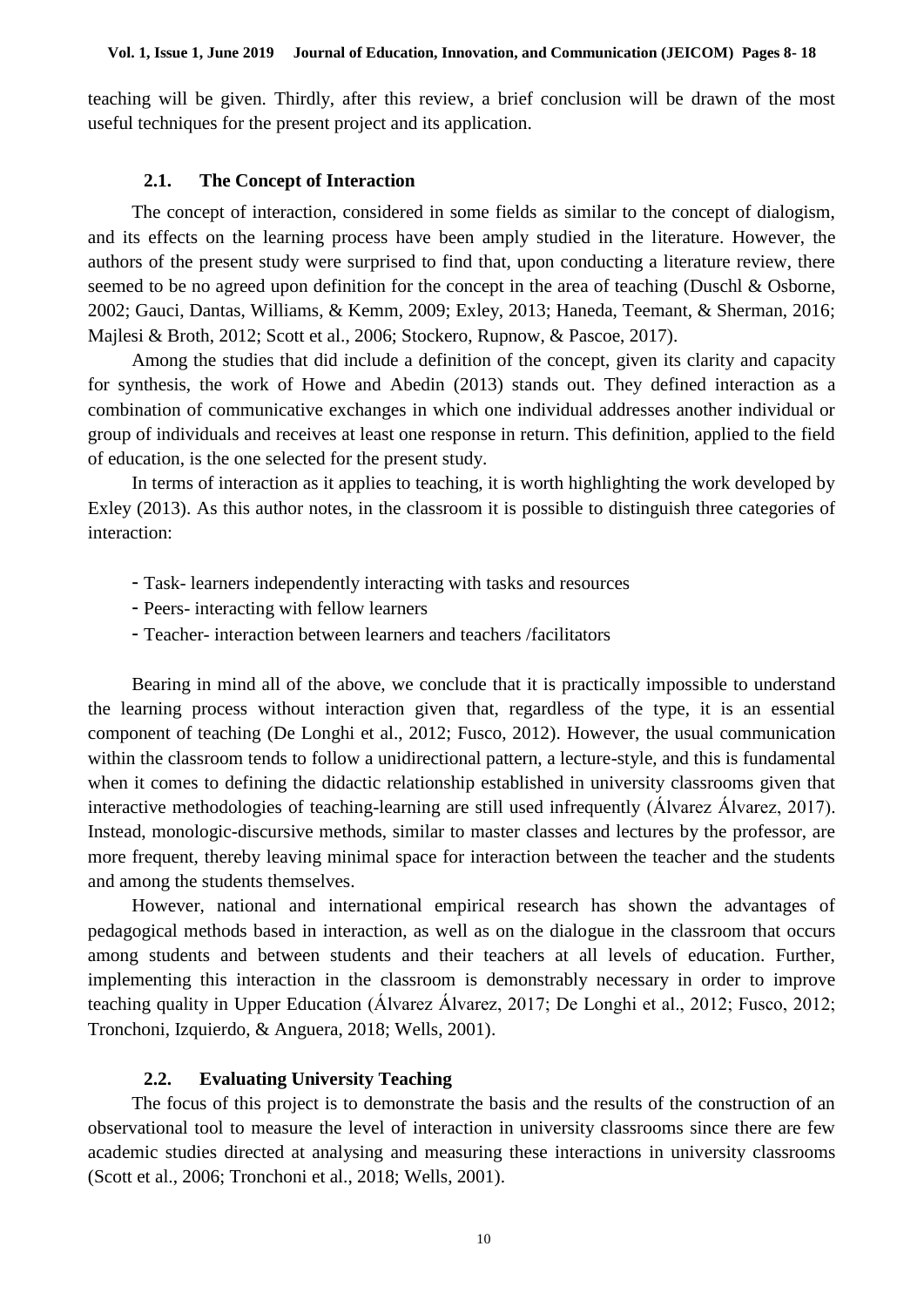teaching will be given. Thirdly, after this review, a brief conclusion will be drawn of the most useful techniques for the present project and its application.

### 2.1. The Concept of Interaction

The concept of interaction, considered in some fields as similar to the concept of dialogism, and its effects on the learning process have been amply studied in the literature. However, the authors of the present study were surprised to find that, upon conducting a literature review, there seemed to be no agreed upon definition for the concept in the area of teaching (Duschl & Osborne, 2002; Gauci, Dantas, Williams, & Kemm, 2009; Exley, 2013; Haneda, Teemant, & Sherman, 2016; Majlesi & Broth, 2012; Scott et al., 2006; Stockero, Rupnow, & Pascoe, 2017).

Among the studies that did include a definition of the concept, given its clarity and capacity for synthesis, the work of Howe and Abedin (2013) stands out. They defined interaction as a combination of communicative exchanges in which one individual addresses another individual or group of individuals and receives at least one response in return. This definition, applied to the field of education, is the one selected for the present study.

In terms of interaction as it applies to teaching, it is worth highlighting the work developed by Exley (2013). As this author notes, in the classroom it is possible to distinguish three categories of interaction:

- Task- learners independently interacting with tasks and resources
- Peers- interacting with fellow learners
- Teacher- interaction between learners and teachers /facilitators

Bearing in mind all of the above, we conclude that it is practically impossible to understand the learning process without interaction given that, regardless of the type, it is an essential component of teaching (De Longhi et al., 2012; Fusco, 2012). However, the usual communication within the classroom tends to follow a unidirectional pattern, a lecture-style, and this is fundamental when it comes to defining the didactic relationship established in university classrooms given that interactive methodologies of teaching-learning are still used infrequently (Álvarez Álvarez, 2017). Instead, monologic-discursive methods, similar to master classes and lectures by the professor, are more frequent, thereby leaving minimal space for interaction between the teacher and the students and among the students themselves.

However, national and international empirical research has shown the advantages of pedagogical methods based in interaction, as well as on the dialogue in the classroom that occurs among students and between students and their teachers at all levels of education. Further, implementing this interaction in the classroom is demonstrably necessary in order to improve teaching quality in Upper Education (Álvarez Álvarez, 2017; De Longhi et al., 2012; Fusco, 2012; Tronchoni, Izquierdo, & Anguera, 2018; Wells, 2001).

### 2.2. Evaluating University Teaching

The focus of this project is to demonstrate the basis and the results of the construction of an observational tool to measure the level of interaction in university classrooms since there are few academic studies directed at analysing and measuring these interactions in university classrooms (Scott et al., 2006; Tronchoni et al., 2018; Wells, 2001).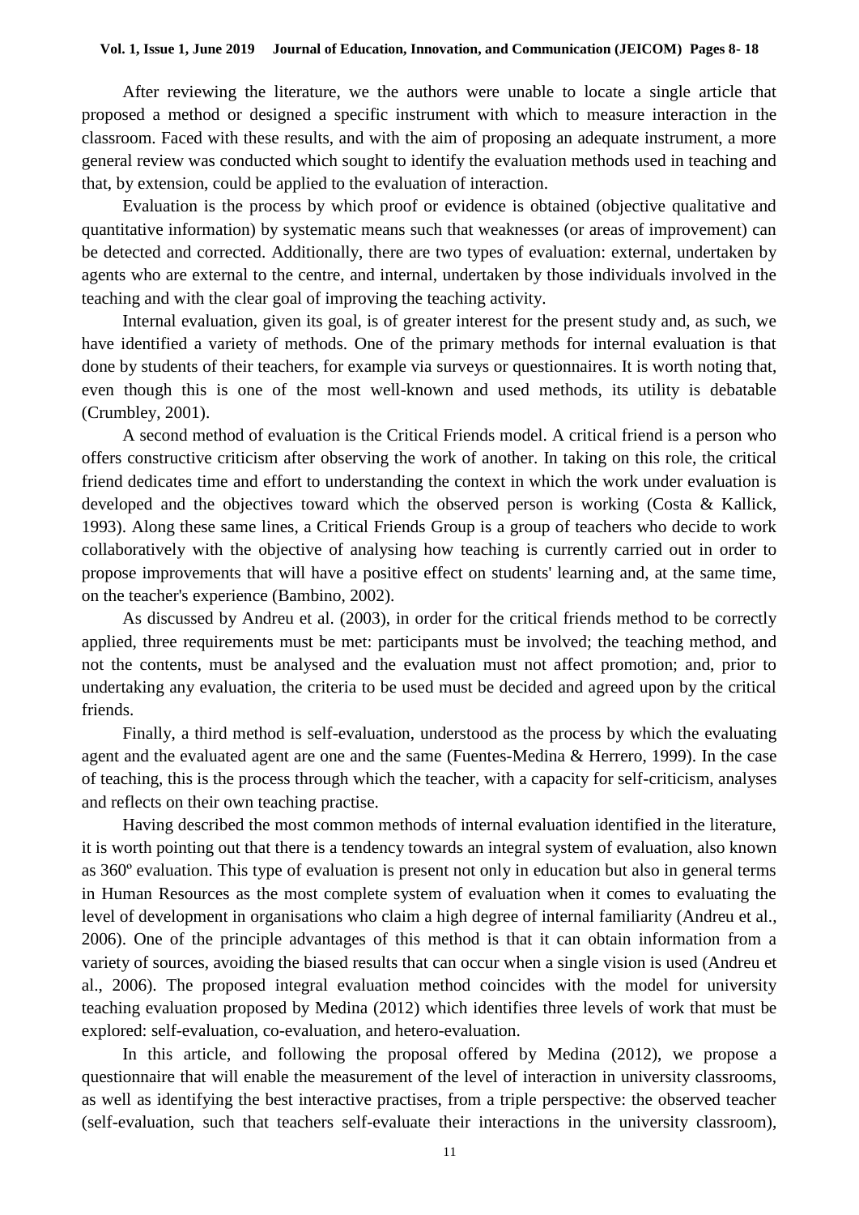After reviewing the literature, we the authors were unable to locate a single article that proposed a method or designed a specific instrument with which to measure interaction in the classroom. Faced with these results, and with the aim of proposing an adequate instrument, a more general review was conducted which sought to identify the evaluation methods used in teaching and that, by extension, could be applied to the evaluation of interaction.

Evaluation is the process by which proof or evidence is obtained (objective qualitative and quantitative information) by systematic means such that weaknesses (or areas of improvement) can be detected and corrected. Additionally, there are two types of evaluation: external, undertaken by agents who are external to the centre, and internal, undertaken by those individuals involved in the teaching and with the clear goal of improving the teaching activity.

Internal evaluation, given its goal, is of greater interest for the present study and, as such, we have identified a variety of methods. One of the primary methods for internal evaluation is that done by students of their teachers, for example via surveys or questionnaires. It is worth noting that, even though this is one of the most well-known and used methods, its utility is debatable (Crumbley, 2001).

A second method of evaluation is the Critical Friends model. A critical friend is a person who offers constructive criticism after observing the work of another. In taking on this role, the critical friend dedicates time and effort to understanding the context in which the work under evaluation is developed and the objectives toward which the observed person is working (Costa & Kallick, 1993). Along these same lines, a Critical Friends Group is a group of teachers who decide to work collaboratively with the objective of analysing how teaching is currently carried out in order to propose improvements that will have a positive effect on students' learning and, at the same time, on the teacher's experience (Bambino, 2002).

As discussed by Andreu et al. (2003), in order for the critical friends method to be correctly applied, three requirements must be met: participants must be involved; the teaching method, and not the contents, must be analysed and the evaluation must not affect promotion; and, prior to undertaking any evaluation, the criteria to be used must be decided and agreed upon by the critical friends.

Finally, a third method is self-evaluation, understood as the process by which the evaluating agent and the evaluated agent are one and the same (Fuentes-Medina & Herrero, 1999). In the case of teaching, this is the process through which the teacher, with a capacity for self-criticism, analyses and reflects on their own teaching practise.

Having described the most common methods of internal evaluation identified in the literature, it is worth pointing out that there is a tendency towards an integral system of evaluation, also known as 360º evaluation. This type of evaluation is present not only in education but also in general terms in Human Resources as the most complete system of evaluation when it comes to evaluating the level of development in organisations who claim a high degree of internal familiarity (Andreu et al., 2006). One of the principle advantages of this method is that it can obtain information from a variety of sources, avoiding the biased results that can occur when a single vision is used (Andreu et al., 2006). The proposed integral evaluation method coincides with the model for university teaching evaluation proposed by Medina (2012) which identifies three levels of work that must be explored: self-evaluation, co-evaluation, and hetero-evaluation.

In this article, and following the proposal offered by Medina (2012), we propose a questionnaire that will enable the measurement of the level of interaction in university classrooms, as well as identifying the best interactive practises, from a triple perspective: the observed teacher (self-evaluation, such that teachers self-evaluate their interactions in the university classroom),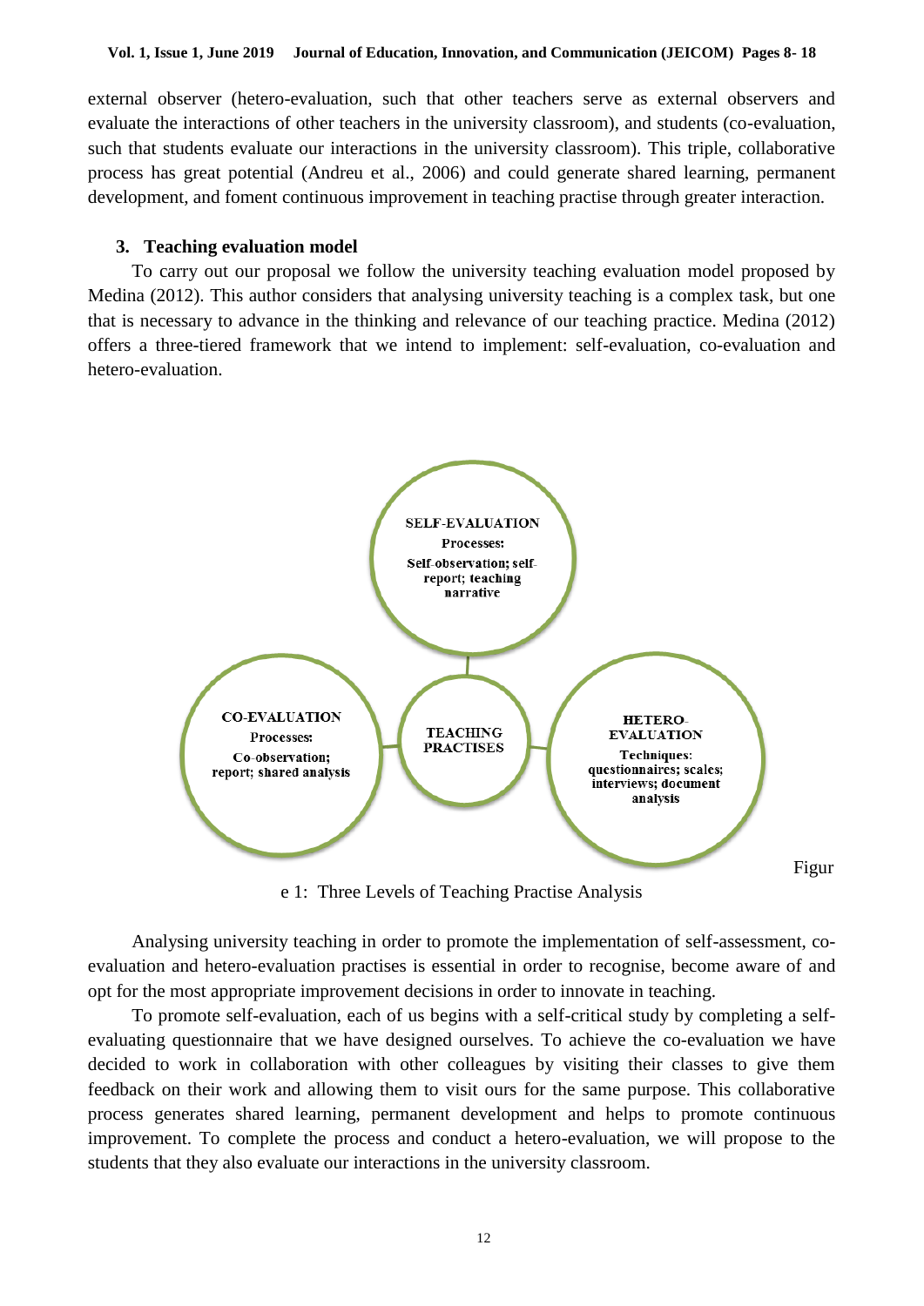external observer (hetero-evaluation, such that other teachers serve as external observers and evaluate the interactions of other teachers in the university classroom), and students (co-evaluation, such that students evaluate our interactions in the university classroom). This triple, collaborative process has great potential (Andreu et al., 2006) and could generate shared learning, permanent development, and foment continuous improvement in teaching practise through greater interaction.

## 3. Teaching evaluation model

To carry out our proposal we follow the university teaching evaluation model proposed by Medina (2012). This author considers that analysing university teaching is a complex task, but one that is necessary to advance in the thinking and relevance of our teaching practice. Medina (2012) offers a three-tiered framework that we intend to implement: self-evaluation, co-evaluation and hetero-evaluation.

**SELF-EVALUATION**
Processes:
Self-observation; self-report; teaching narrative

**CO-EVALUATION**
Processes:
Co-observation; report; shared analysis

**TEACHING PRACTISES**

**HETERO-EVALUATION**
Techniques:
questionnaires; scales; interviews; document analysis

Figure 1: Three Levels of Teaching Practise Analysis

Analysing university teaching in order to promote the implementation of self-assessment, co-evaluation and hetero-evaluation practises is essential in order to recognise, become aware of and opt for the most appropriate improvement decisions in order to innovate in teaching.

To promote self-evaluation, each of us begins with a self-critical study by completing a self-evaluating questionnaire that we have designed ourselves. To achieve the co-evaluation we have decided to work in collaboration with other colleagues by visiting their classes to give them feedback on their work and allowing them to visit ours for the same purpose. This collaborative process generates shared learning, permanent development and helps to promote continuous improvement. To complete the process and conduct a hetero-evaluation, we will propose to the students that they also evaluate our interactions in the university classroom.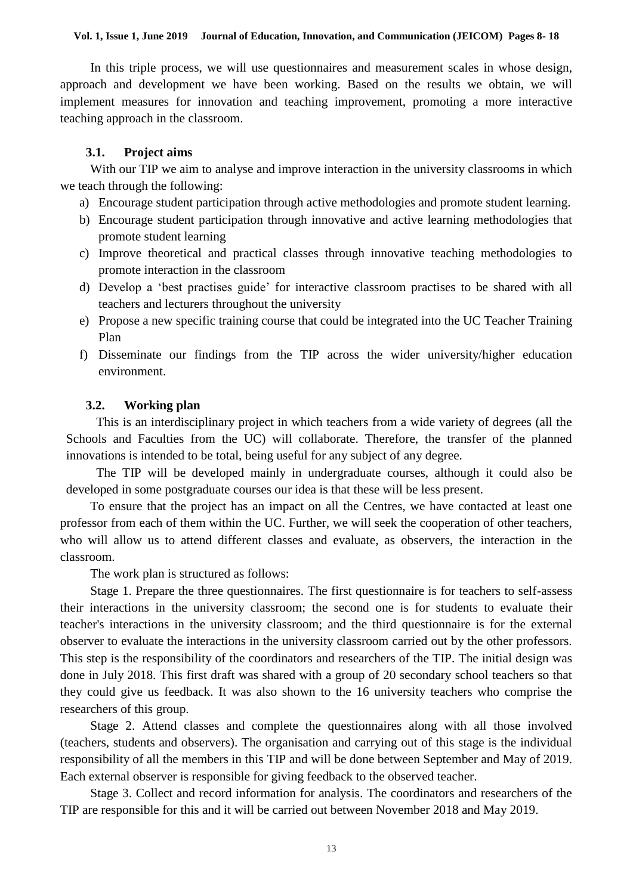In this triple process, we will use questionnaires and measurement scales in whose design, approach and development we have been working. Based on the results we obtain, we will implement measures for innovation and teaching improvement, promoting a more interactive teaching approach in the classroom.

### 3.1. Project aims

With our TIP we aim to analyse and improve interaction in the university classrooms in which we teach through the following:

a) Encourage student participation through active methodologies and promote student learning.
b) Encourage student participation through innovative and active learning methodologies that promote student learning
c) Improve theoretical and practical classes through innovative teaching methodologies to promote interaction in the classroom
d) Develop a 'best practises guide' for interactive classroom practises to be shared with all teachers and lecturers throughout the university
e) Propose a new specific training course that could be integrated into the UC Teacher Training Plan
f) Disseminate our findings from the TIP across the wider university/higher education environment.

### 3.2. Working plan

This is an interdisciplinary project in which teachers from a wide variety of degrees (all the Schools and Faculties from the UC) will collaborate. Therefore, the transfer of the planned innovations is intended to be total, being useful for any subject of any degree.

The TIP will be developed mainly in undergraduate courses, although it could also be developed in some postgraduate courses our idea is that these will be less present.

To ensure that the project has an impact on all the Centres, we have contacted at least one professor from each of them within the UC. Further, we will seek the cooperation of other teachers, who will allow us to attend different classes and evaluate, as observers, the interaction in the classroom.

The work plan is structured as follows:

Stage 1. Prepare the three questionnaires. The first questionnaire is for teachers to self-assess their interactions in the university classroom; the second one is for students to evaluate their teacher's interactions in the university classroom; and the third questionnaire is for the external observer to evaluate the interactions in the university classroom carried out by the other professors. This step is the responsibility of the coordinators and researchers of the TIP. The initial design was done in July 2018. This first draft was shared with a group of 20 secondary school teachers so that they could give us feedback. It was also shown to the 16 university teachers who comprise the researchers of this group.

Stage 2. Attend classes and complete the questionnaires along with all those involved (teachers, students and observers). The organisation and carrying out of this stage is the individual responsibility of all the members in this TIP and will be done between September and May of 2019. Each external observer is responsible for giving feedback to the observed teacher.

Stage 3. Collect and record information for analysis. The coordinators and researchers of the TIP are responsible for this and it will be carried out between November 2018 and May 2019.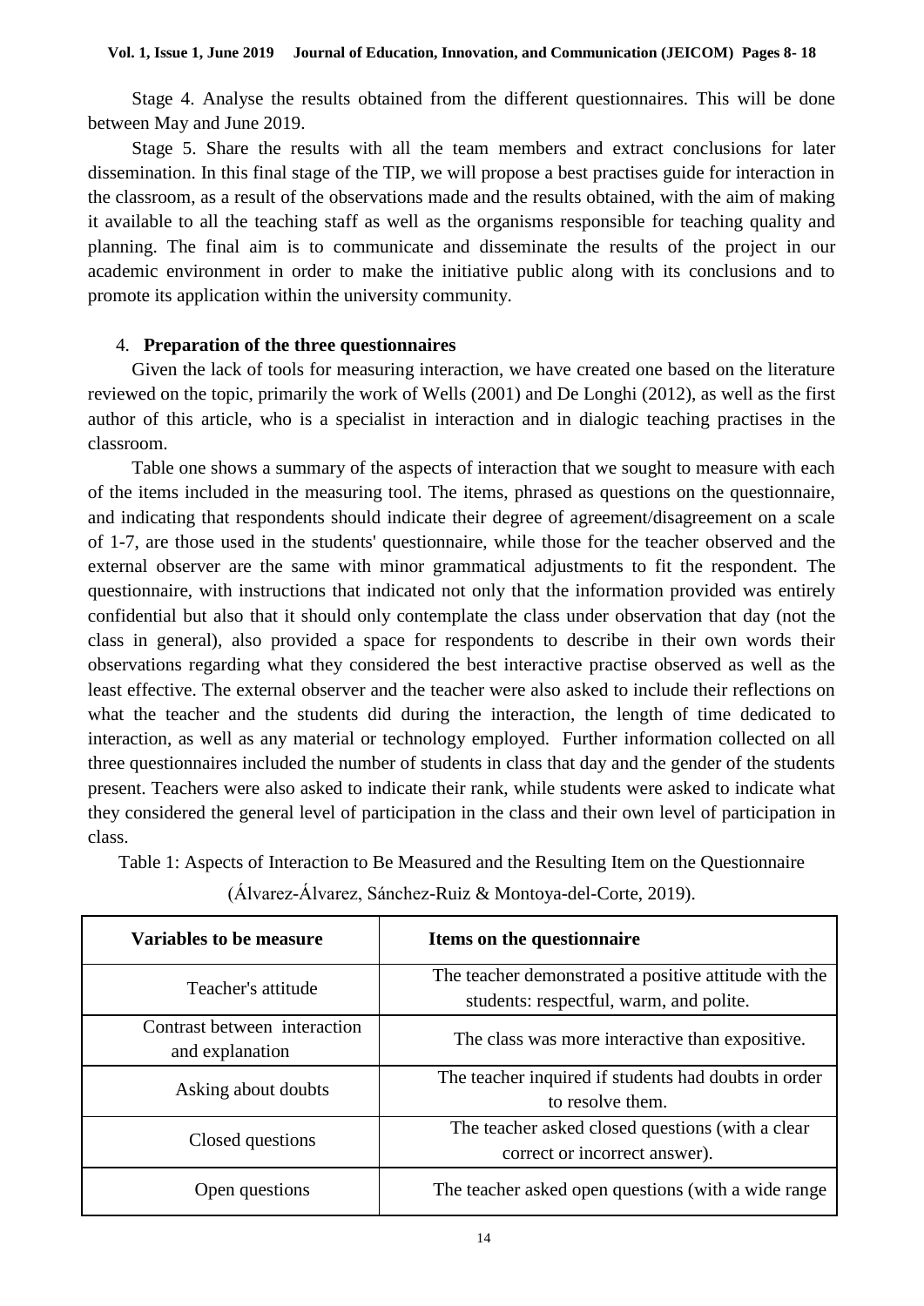Stage 4. Analyse the results obtained from the different questionnaires. This will be done between May and June 2019.

Stage 5. Share the results with all the team members and extract conclusions for later dissemination. In this final stage of the TIP, we will propose a best practises guide for interaction in the classroom, as a result of the observations made and the results obtained, with the aim of making it available to all the teaching staff as well as the organisms responsible for teaching quality and planning. The final aim is to communicate and disseminate the results of the project in our academic environment in order to make the initiative public along with its conclusions and to promote its application within the university community.

## 4. **Preparation of the three questionnaires**

Given the lack of tools for measuring interaction, we have created one based on the literature reviewed on the topic, primarily the work of Wells (2001) and De Longhi (2012), as well as the first author of this article, who is a specialist in interaction and in dialogic teaching practises in the classroom.

Table one shows a summary of the aspects of interaction that we sought to measure with each of the items included in the measuring tool. The items, phrased as questions on the questionnaire, and indicating that respondents should indicate their degree of agreement/disagreement on a scale of 1-7, are those used in the students' questionnaire, while those for the teacher observed and the external observer are the same with minor grammatical adjustments to fit the respondent. The questionnaire, with instructions that indicated not only that the information provided was entirely confidential but also that it should only contemplate the class under observation that day (not the class in general), also provided a space for respondents to describe in their own words their observations regarding what they considered the best interactive practise observed as well as the least effective. The external observer and the teacher were also asked to include their reflections on what the teacher and the students did during the interaction, the length of time dedicated to interaction, as well as any material or technology employed. Further information collected on all three questionnaires included the number of students in class that day and the gender of the students present. Teachers were also asked to indicate their rank, while students were asked to indicate what they considered the general level of participation in the class and their own level of participation in class.

Table 1: Aspects of Interaction to Be Measured and the Resulting Item on the Questionnaire (Álvarez-Álvarez, Sánchez-Ruiz & Montoya-del-Corte, 2019).

| Variables to be measure | Items on the questionnaire |
|---|---|
| Teacher's attitude | The teacher demonstrated a positive attitude with the students: respectful, warm, and polite. |
| Contrast between interaction and explanation | The class was more interactive than expositive. |
| Asking about doubts | The teacher inquired if students had doubts in order to resolve them. |
| Closed questions | The teacher asked closed questions (with a clear correct or incorrect answer). |
| Open questions | The teacher asked open questions (with a wide range |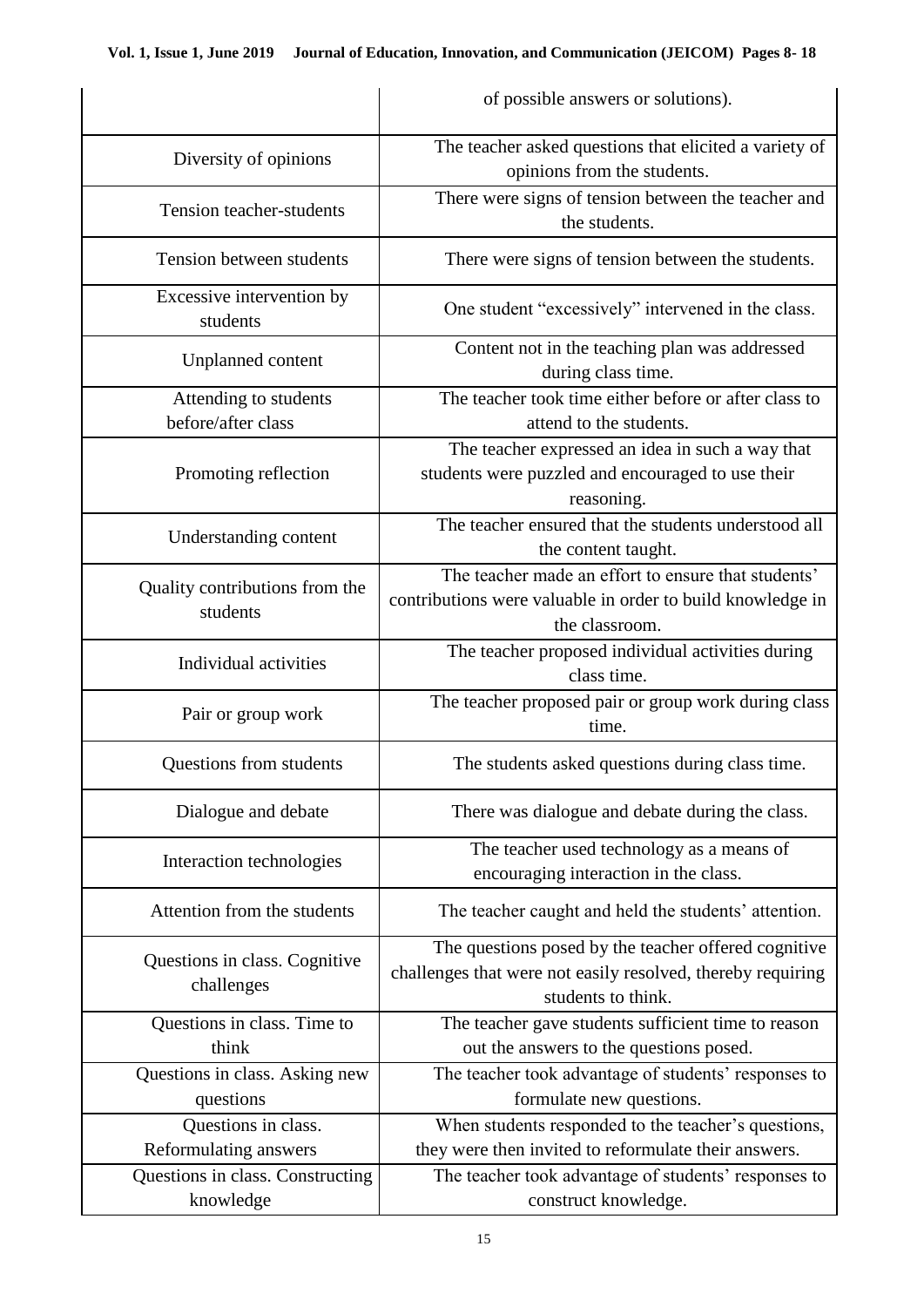| | |
|---|---|
| | of possible answers or solutions). |
| Diversity of opinions | The teacher asked questions that elicited a variety of opinions from the students. |
| Tension teacher-students | There were signs of tension between the teacher and the students. |
| Tension between students | There were signs of tension between the students. |
| Excessive intervention by students | One student "excessively" intervened in the class. |
| Unplanned content | Content not in the teaching plan was addressed during class time. |
| Attending to students before/after class | The teacher took time either before or after class to attend to the students. |
| Promoting reflection | The teacher expressed an idea in such a way that students were puzzled and encouraged to use their reasoning. |
| Understanding content | The teacher ensured that the students understood all the content taught. |
| Quality contributions from the students | The teacher made an effort to ensure that students' contributions were valuable in order to build knowledge in the classroom. |
| Individual activities | The teacher proposed individual activities during class time. |
| Pair or group work | The teacher proposed pair or group work during class time. |
| Questions from students | The students asked questions during class time. |
| Dialogue and debate | There was dialogue and debate during the class. |
| Interaction technologies | The teacher used technology as a means of encouraging interaction in the class. |
| Attention from the students | The teacher caught and held the students' attention. |
| Questions in class. Cognitive challenges | The questions posed by the teacher offered cognitive challenges that were not easily resolved, thereby requiring students to think. |
| Questions in class. Time to think | The teacher gave students sufficient time to reason out the answers to the questions posed. |
| Questions in class. Asking new questions | The teacher took advantage of students' responses to formulate new questions. |
| Questions in class. Reformulating answers | When students responded to the teacher's questions, they were then invited to reformulate their answers. |
| Questions in class. Constructing knowledge | The teacher took advantage of students' responses to construct knowledge. |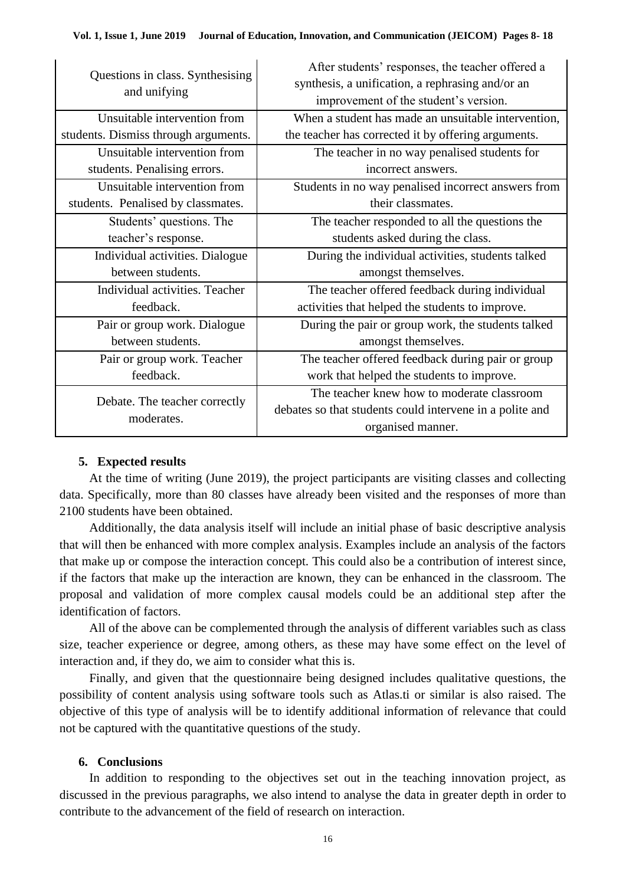| | |
|---|---|
| Questions in class. Synthesising and unifying | After students' responses, the teacher offered a synthesis, a unification, a rephrasing and/or an improvement of the student's version. |
| Unsuitable intervention from students. Dismiss through arguments. | When a student has made an unsuitable intervention, the teacher has corrected it by offering arguments. |
| Unsuitable intervention from students. Penalising errors. | The teacher in no way penalised students for incorrect answers. |
| Unsuitable intervention from students. Penalised by classmates. | Students in no way penalised incorrect answers from their classmates. |
| Students' questions. The teacher's response. | The teacher responded to all the questions the students asked during the class. |
| Individual activities. Dialogue between students. | During the individual activities, students talked amongst themselves. |
| Individual activities. Teacher feedback. | The teacher offered feedback during individual activities that helped the students to improve. |
| Pair or group work. Dialogue between students. | During the pair or group work, the students talked amongst themselves. |
| Pair or group work. Teacher feedback. | The teacher offered feedback during pair or group work that helped the students to improve. |
| Debate. The teacher correctly moderates. | The teacher knew how to moderate classroom debates so that students could intervene in a polite and organised manner. |

## 5. Expected results

At the time of writing (June 2019), the project participants are visiting classes and collecting data. Specifically, more than 80 classes have already been visited and the responses of more than 2100 students have been obtained.

Additionally, the data analysis itself will include an initial phase of basic descriptive analysis that will then be enhanced with more complex analysis. Examples include an analysis of the factors that make up or compose the interaction concept. This could also be a contribution of interest since, if the factors that make up the interaction are known, they can be enhanced in the classroom. The proposal and validation of more complex causal models could be an additional step after the identification of factors.

All of the above can be complemented through the analysis of different variables such as class size, teacher experience or degree, among others, as these may have some effect on the level of interaction and, if they do, we aim to consider what this is.

Finally, and given that the questionnaire being designed includes qualitative questions, the possibility of content analysis using software tools such as Atlas.ti or similar is also raised. The objective of this type of analysis will be to identify additional information of relevance that could not be captured with the quantitative questions of the study.

## 6. Conclusions

In addition to responding to the objectives set out in the teaching innovation project, as discussed in the previous paragraphs, we also intend to analyse the data in greater depth in order to contribute to the advancement of the field of research on interaction.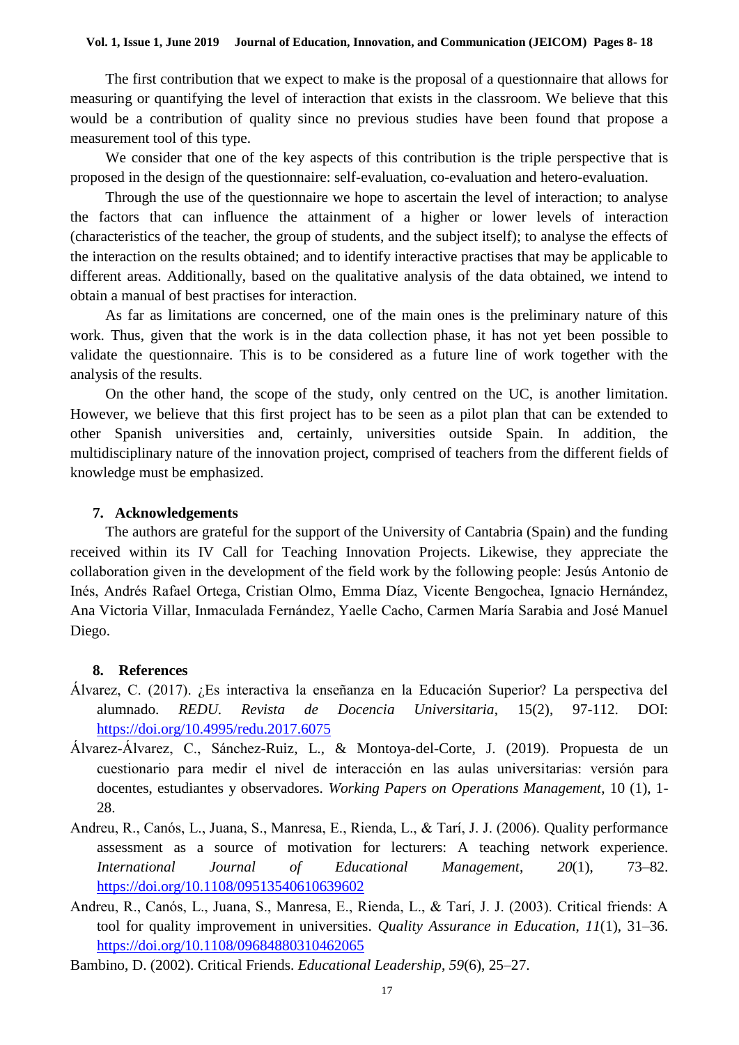The first contribution that we expect to make is the proposal of a questionnaire that allows for measuring or quantifying the level of interaction that exists in the classroom. We believe that this would be a contribution of quality since no previous studies have been found that propose a measurement tool of this type.

We consider that one of the key aspects of this contribution is the triple perspective that is proposed in the design of the questionnaire: self-evaluation, co-evaluation and hetero-evaluation.

Through the use of the questionnaire we hope to ascertain the level of interaction; to analyse the factors that can influence the attainment of a higher or lower levels of interaction (characteristics of the teacher, the group of students, and the subject itself); to analyse the effects of the interaction on the results obtained; and to identify interactive practises that may be applicable to different areas. Additionally, based on the qualitative analysis of the data obtained, we intend to obtain a manual of best practises for interaction.

As far as limitations are concerned, one of the main ones is the preliminary nature of this work. Thus, given that the work is in the data collection phase, it has not yet been possible to validate the questionnaire. This is to be considered as a future line of work together with the analysis of the results.

On the other hand, the scope of the study, only centred on the UC, is another limitation. However, we believe that this first project has to be seen as a pilot plan that can be extended to other Spanish universities and, certainly, universities outside Spain. In addition, the multidisciplinary nature of the innovation project, comprised of teachers from the different fields of knowledge must be emphasized.

## 7. Acknowledgements

The authors are grateful for the support of the University of Cantabria (Spain) and the funding received within its IV Call for Teaching Innovation Projects. Likewise, they appreciate the collaboration given in the development of the field work by the following people: Jesús Antonio de Inés, Andrés Rafael Ortega, Cristian Olmo, Emma Díaz, Vicente Bengochea, Ignacio Hernández, Ana Victoria Villar, Inmaculada Fernández, Yaelle Cacho, Carmen María Sarabia and José Manuel Diego.

## 8. References

Álvarez, C. (2017). ¿Es interactiva la enseñanza en la Educación Superior? La perspectiva del alumnado. *REDU. Revista de Docencia Universitaria*, 15(2), 97-112. DOI: https://doi.org/10.4995/redu.2017.6075

Álvarez-Álvarez, C., Sánchez-Ruiz, L., & Montoya-del-Corte, J. (2019). Propuesta de un cuestionario para medir el nivel de interacción en las aulas universitarias: versión para docentes, estudiantes y observadores. *Working Papers on Operations Management*, 10 (1), 1-28.

Andreu, R., Canós, L., Juana, S., Manresa, E., Rienda, L., & Tarí, J. J. (2006). Quality performance assessment as a source of motivation for lecturers: A teaching network experience. *International Journal of Educational Management*, *20*(1), 73–82. https://doi.org/10.1108/09513540610639602

Andreu, R., Canós, L., Juana, S., Manresa, E., Rienda, L., & Tarí, J. J. (2003). Critical friends: A tool for quality improvement in universities. *Quality Assurance in Education*, *11*(1), 31–36. https://doi.org/10.1108/09684880310462065

Bambino, D. (2002). Critical Friends. *Educational Leadership*, *59*(6), 25–27.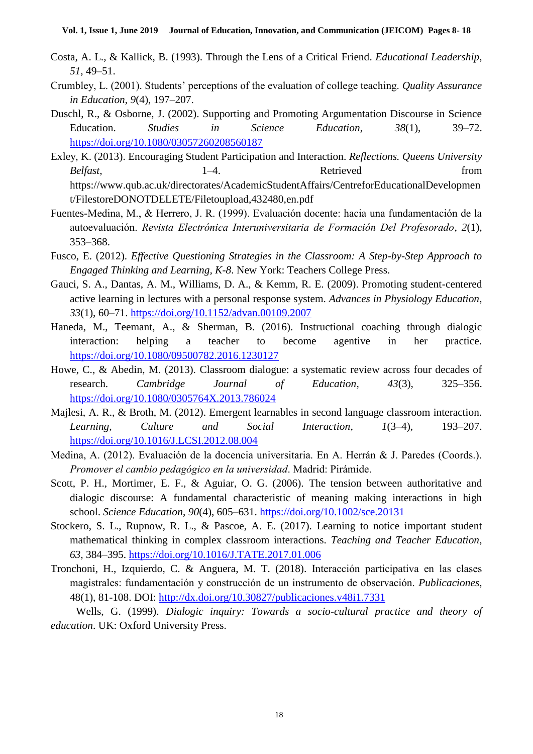Costa, A. L., & Kallick, B. (1993). Through the Lens of a Critical Friend. *Educational Leadership*, *51*, 49–51.

Crumbley, L. (2001). Students' perceptions of the evaluation of college teaching. *Quality Assurance in Education*, *9*(4), 197–207.

Duschl, R., & Osborne, J. (2002). Supporting and Promoting Argumentation Discourse in Science Education. *Studies in Science Education*, *38*(1), 39–72. https://doi.org/10.1080/03057260208560187

Exley, K. (2013). Encouraging Student Participation and Interaction. *Reflections. Queens University Belfast*, 1–4. Retrieved from https://www.qub.ac.uk/directorates/AcademicStudentAffairs/CentreforEducationalDevelopment/FilestoreDONOTDELETE/Filetoupload,432480,en.pdf

Fuentes-Medina, M., & Herrero, J. R. (1999). Evaluación docente: hacia una fundamentación de la autoevaluación. *Revista Electrónica Interuniversitaria de Formación Del Profesorado*, *2*(1), 353–368.

Fusco, E. (2012). *Effective Questioning Strategies in the Classroom: A Step-by-Step Approach to Engaged Thinking and Learning, K-8*. New York: Teachers College Press.

Gauci, S. A., Dantas, A. M., Williams, D. A., & Kemm, R. E. (2009). Promoting student-centered active learning in lectures with a personal response system. *Advances in Physiology Education*, *33*(1), 60–71. https://doi.org/10.1152/advan.00109.2007

Haneda, M., Teemant, A., & Sherman, B. (2016). Instructional coaching through dialogic interaction: helping a teacher to become agentive in her practice. https://doi.org/10.1080/09500782.2016.1230127

Howe, C., & Abedin, M. (2013). Classroom dialogue: a systematic review across four decades of research. *Cambridge Journal of Education*, *43*(3), 325–356. https://doi.org/10.1080/0305764X.2013.786024

Majlesi, A. R., & Broth, M. (2012). Emergent learnables in second language classroom interaction. *Learning, Culture and Social Interaction*, *1*(3–4), 193–207. https://doi.org/10.1016/J.LCSI.2012.08.004

Medina, A. (2012). Evaluación de la docencia universitaria. En A. Herrán & J. Paredes (Coords.). *Promover el cambio pedagógico en la universidad*. Madrid: Pirámide.

Scott, P. H., Mortimer, E. F., & Aguiar, O. G. (2006). The tension between authoritative and dialogic discourse: A fundamental characteristic of meaning making interactions in high school. *Science Education*, *90*(4), 605–631. https://doi.org/10.1002/sce.20131

Stockero, S. L., Rupnow, R. L., & Pascoe, A. E. (2017). Learning to notice important student mathematical thinking in complex classroom interactions. *Teaching and Teacher Education*, *63*, 384–395. https://doi.org/10.1016/J.TATE.2017.01.006

Tronchoni, H., Izquierdo, C. & Anguera, M. T. (2018). Interacción participativa en las clases magistrales: fundamentación y construcción de un instrumento de observación. *Publicaciones*, 48(1), 81-108. DOI: http://dx.doi.org/10.30827/publicaciones.v48i1.7331

Wells, G. (1999). *Dialogic inquiry: Towards a socio-cultural practice and theory of education*. UK: Oxford University Press.